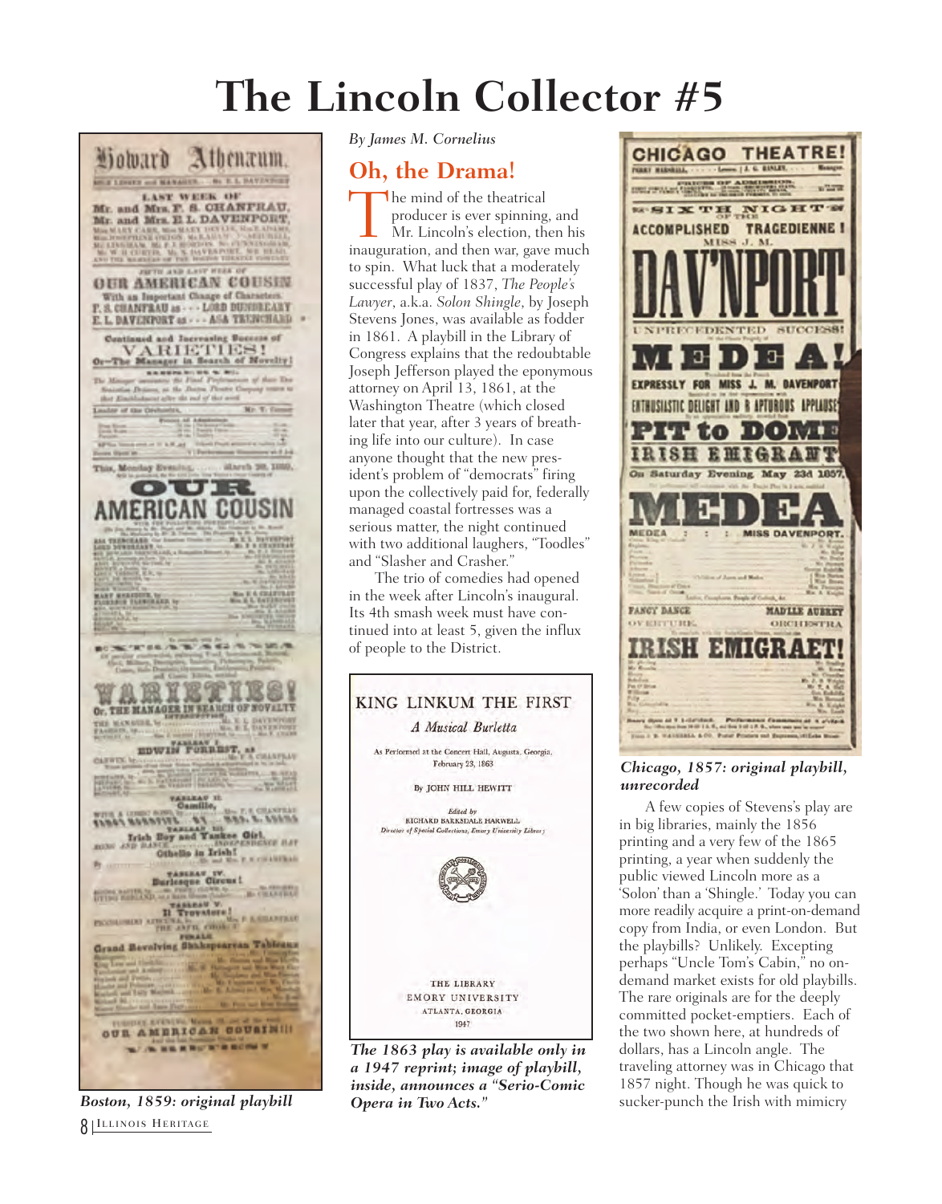# The Lincoln Collector #5

*Boston, 1859: original playbill*

*By James M. Cornelius*

## Oh, the Drama!

The mind of the theatrical producer is ever spinning, and Mr. Lincoln's election, then his inauguration, and then war, gave much to spin. What luck that a moderately successful play of 1837, *The People's Lawyer*, a.k.a. *Solon Shingle*, by Joseph Stevens Jones, was available as fodder in 1861. A playbill in the Library of Congress explains that the redoubtable Joseph Jefferson played the eponymous attorney on April 13, 1861, at the Washington Theatre (which closed later that year, after 3 years of breathing life into our culture). In case anyone thought that the new president's problem of "democrats" firing upon the collectively paid for, federally managed coastal fortresses was a serious matter, the night continued with two additional laughers, "Toodles" and "Slasher and Crasher."

The trio of comedies had opened in the week after Lincoln's inaugural. Its 4th smash week must have continued into at least 5, given the influx of people to the District.

KING LINKUM THE FIRST

*A Musical Burletta*

As Performed at the Concert Hall, Augusta, Georgia, February 23, 1863

By JOHN HILL HEWITT

*Edited by* RICHARD BARKSDALE HARWELL
*Director of Special Collections, Emory University Library*

THE LIBRARY
EMORY UNIVERSITY
ATLANTA, GEORGIA
1947

*The 1863 play is available only in a 1947 reprint; image of playbill, inside, announces a "Serio-Comic Opera in Two Acts."*

*Chicago, 1857: original playbill, unrecorded*

A few copies of Stevens's play are in big libraries, mainly the 1856 printing and a very few of the 1865 printing, a year when suddenly the public viewed Lincoln more as a 'Solon' than a 'Shingle.' Today you can more readily acquire a print-on-demand copy from India, or even London. But the playbills? Unlikely. Excepting perhaps "Uncle Tom's Cabin," no on-demand market exists for old playbills. The rare originals are for the deeply committed pocket-emptiers. Each of the two shown here, at hundreds of dollars, has a Lincoln angle. The traveling attorney was in Chicago that 1857 night. Though he was quick to sucker-punch the Irish with mimicry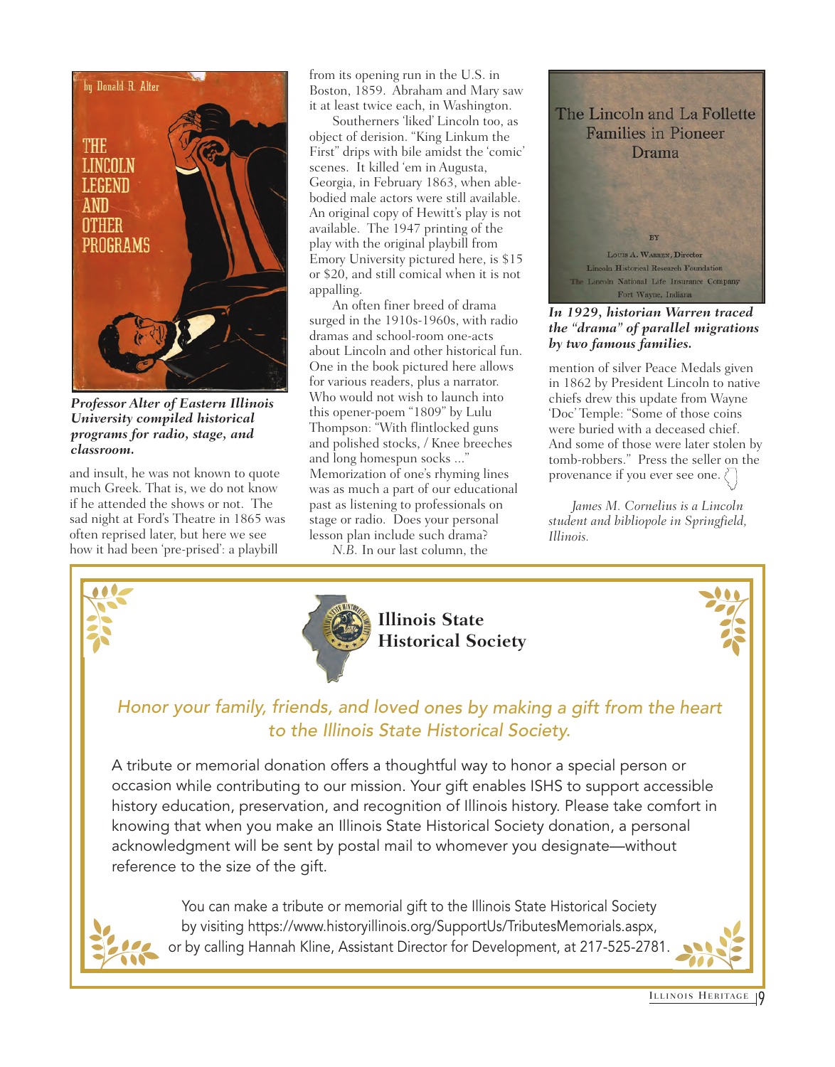*Professor Alter of Eastern Illinois University compiled historical programs for radio, stage, and classroom.*

and insult, he was not known to quote much Greek. That is, we do not know if he attended the shows or not. The sad night at Ford's Theatre in 1865 was often reprised later, but here we see how it had been 'pre-prised': a playbill from its opening run in the U.S. in Boston, 1859. Abraham and Mary saw it at least twice each, in Washington.

Southerners 'liked' Lincoln too, as object of derision. "King Linkum the First" drips with bile amidst the 'comic' scenes. It killed 'em in Augusta, Georgia, in February 1863, when able-bodied male actors were still available. An original copy of Hewitt's play is not available. The 1947 printing of the play with the original playbill from Emory University pictured here, is $15 or $20, and still comical when it is not appalling.

An often finer breed of drama surged in the 1910s-1960s, with radio dramas and school-room one-acts about Lincoln and other historical fun. One in the book pictured here allows for various readers, plus a narrator. Who would not wish to launch into this opener-poem "1809" by Lulu Thompson: "With flintlocked guns and polished stocks, / Knee breeches and long homespun socks ..." Memorization of one's rhyming lines was as much a part of our educational past as listening to professionals on stage or radio. Does your personal lesson plan include such drama?

*N.B.* In our last column, the mention of silver Peace Medals given in 1862 by President Lincoln to native chiefs drew this update from Wayne 'Doc' Temple: "Some of those coins were buried with a deceased chief. And some of those were later stolen by tomb-robbers." Press the seller on the provenance if you ever see one.

*In 1929, historian Warren traced the "drama" of parallel migrations by two famous families.*

*James M. Cornelius is a Lincoln student and bibliopole in Springfield, Illinois.*

---

**Illinois State Historical Society**

*Honor your family, friends, and loved ones by making a gift from the heart to the Illinois State Historical Society.*

A tribute or memorial donation offers a thoughtful way to honor a special person or occasion while contributing to our mission. Your gift enables ISHS to support accessible history education, preservation, and recognition of Illinois history. Please take comfort in knowing that when you make an Illinois State Historical Society donation, a personal acknowledgment will be sent by postal mail to whomever you designate—without reference to the size of the gift.

You can make a tribute or memorial gift to the Illinois State Historical Society by visiting https://www.historyillinois.org/SupportUs/TributesMemorials.aspx, or by calling Hannah Kline, Assistant Director for Development, at 217-525-2781.